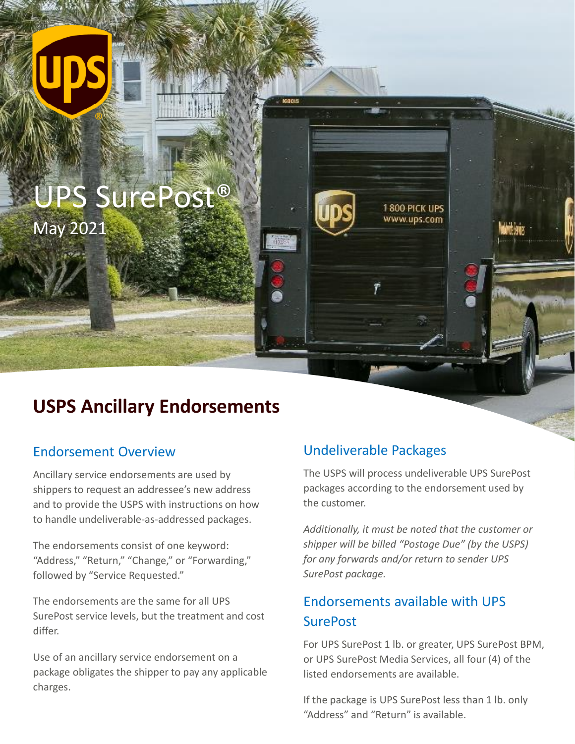# UPS SurePost®

May 2021

## USPS Ancillary Endorsements

### Endorsement Overview

Ancillary service endorsements are used by shippers to request an addressee's new address and to provide the USPS with instructions on how to handle undeliverable-as-addressed packages.

The endorsements consist of one keyword: "Address," "Return," "Change," or "Forwarding," followed by "Service Requested."

The endorsements are the same for all UPS SurePost service levels, but the treatment and cost differ.

Use of an ancillary service endorsement on a package obligates the shipper to pay any applicable charges.

### Undeliverable Packages

The USPS will process undeliverable UPS SurePost packages according to the endorsement used by the customer.

*Additionally, it must be noted that the customer or shipper will be billed "Postage Due" (by the USPS) for any forwards and/or return to sender UPS SurePost package.*

### Endorsements available with UPS SurePost

For UPS SurePost 1 lb. or greater, UPS SurePost BPM, or UPS SurePost Media Services, all four (4) of the listed endorsements are available.

If the package is UPS SurePost less than 1 lb. only "Address" and "Return" is available.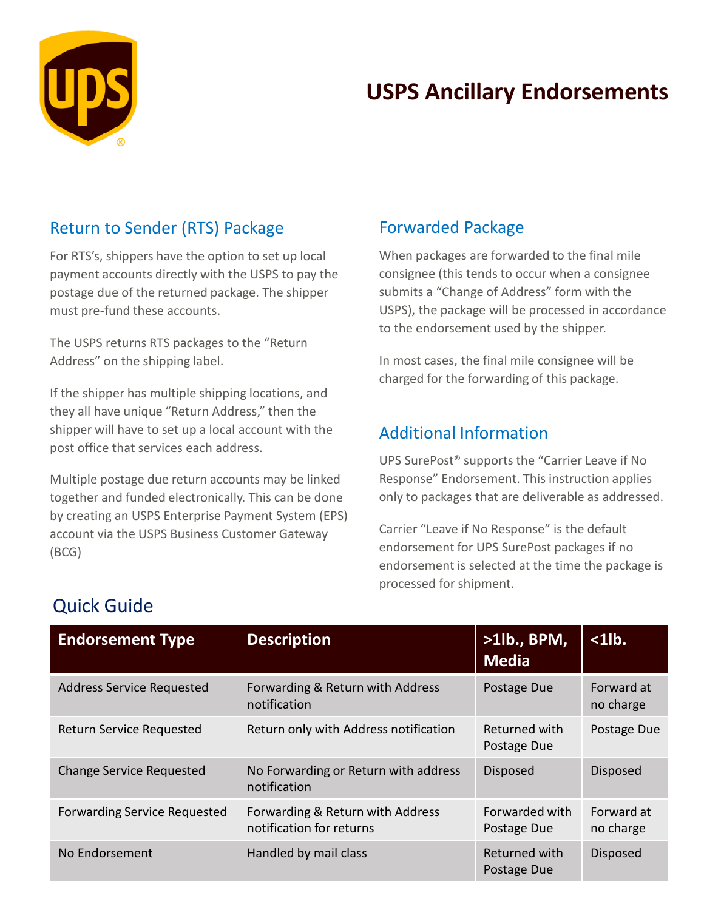# USPS Ancillary Endorsements

## Return to Sender (RTS) Package

For RTS's, shippers have the option to set up local payment accounts directly with the USPS to pay the postage due of the returned package. The shipper must pre-fund these accounts.

The USPS returns RTS packages to the "Return Address" on the shipping label.

If the shipper has multiple shipping locations, and they all have unique "Return Address," then the shipper will have to set up a local account with the post office that services each address.

Multiple postage due return accounts may be linked together and funded electronically. This can be done by creating an USPS Enterprise Payment System (EPS) account via the USPS Business Customer Gateway (BCG)

## Forwarded Package

When packages are forwarded to the final mile consignee (this tends to occur when a consignee submits a "Change of Address" form with the USPS), the package will be processed in accordance to the endorsement used by the shipper.

In most cases, the final mile consignee will be charged for the forwarding of this package.

## Additional Information

UPS SurePost® supports the "Carrier Leave if No Response" Endorsement. This instruction applies only to packages that are deliverable as addressed.

Carrier "Leave if No Response" is the default endorsement for UPS SurePost packages if no endorsement is selected at the time the package is processed for shipment.

## Quick Guide

| Endorsement Type | Description | >1lb., BPM, Media | <1lb. |
|---|---|---|---|
| Address Service Requested | Forwarding & Return with Address notification | Postage Due | Forward at no charge |
| Return Service Requested | Return only with Address notification | Returned with Postage Due | Postage Due |
| Change Service Requested | No Forwarding or Return with address notification | Disposed | Disposed |
| Forwarding Service Requested | Forwarding & Return with Address notification for returns | Forwarded with Postage Due | Forward at no charge |
| No Endorsement | Handled by mail class | Returned with Postage Due | Disposed |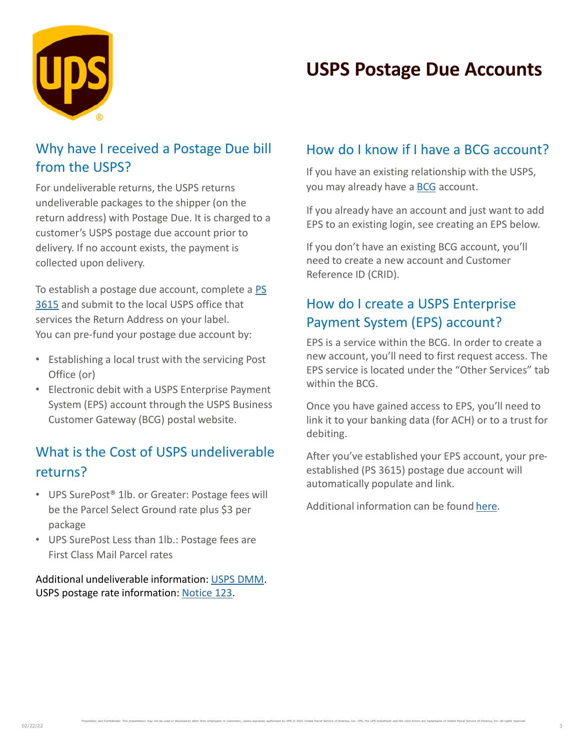# USPS Postage Due Accounts

## Why have I received a Postage Due bill from the USPS?

For undeliverable returns, the USPS returns undeliverable packages to the shipper (on the return address) with Postage Due. It is charged to a customer's USPS postage due account prior to delivery. If no account exists, the payment is collected upon delivery.

To establish a postage due account, complete a PS 3615 and submit to the local USPS office that services the Return Address on your label.
You can pre-fund your postage due account by:

- Establishing a local trust with the servicing Post Office (or)
- Electronic debit with a USPS Enterprise Payment System (EPS) account through the USPS Business Customer Gateway (BCG) postal website.

## What is the Cost of USPS undeliverable returns?

- UPS SurePost® 1lb. or Greater: Postage fees will be the Parcel Select Ground rate plus $3 per package
- UPS SurePost Less than 1lb.: Postage fees are First Class Mail Parcel rates

Additional undeliverable information: USPS DMM.
USPS postage rate information: Notice 123.

## How do I know if I have a BCG account?

If you have an existing relationship with the USPS, you may already have a BCG account.

If you already have an account and just want to add EPS to an existing login, see creating an EPS below.

If you don't have an existing BCG account, you'll need to create a new account and Customer Reference ID (CRID).

## How do I create a USPS Enterprise Payment System (EPS) account?

EPS is a service within the BCG. In order to create a new account, you'll need to first request access. The EPS service is located under the "Other Services" tab within the BCG.

Once you have gained access to EPS, you'll need to link it to your banking data (for ACH) or to a trust for debiting.

After you've established your EPS account, your pre-established (PS 3615) postage due account will automatically populate and link.

Additional information can be found here.